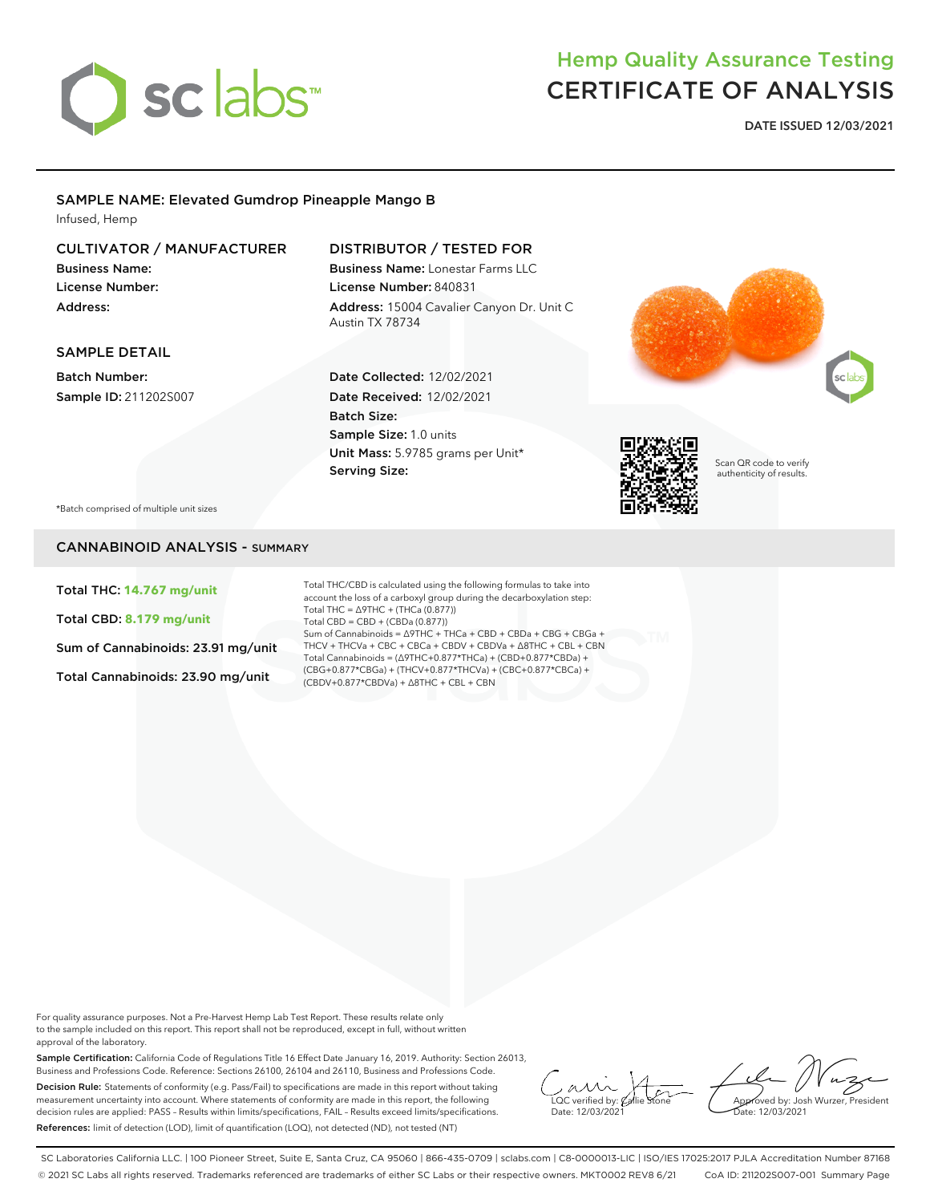# Hemp Quality Assurance Testing
# CERTIFICATE OF ANALYSIS

**DATE ISSUED 12/03/2021**

## SAMPLE NAME: Elevated Gumdrop Pineapple Mango B

Infused, Hemp

### CULTIVATOR / MANUFACTURER

**Business Name:**
**License Number:**
**Address:**

### DISTRIBUTOR / TESTED FOR

**Business Name:** Lonestar Farms LLC
**License Number:** 840831
**Address:** 15004 Cavalier Canyon Dr. Unit C Austin TX 78734

### SAMPLE DETAIL

**Batch Number:**
**Sample ID:** 211202S007

**Date Collected:** 12/02/2021
**Date Received:** 12/02/2021
**Batch Size:**
**Sample Size:** 1.0 units
**Unit Mass:** 5.9785 grams per Unit*
**Serving Size:**

Scan QR code to verify authenticity of results.

*Batch comprised of multiple unit sizes

## CANNABINOID ANALYSIS - SUMMARY

Total THC: **14.767 mg/unit**

Total CBD: **8.179 mg/unit**

Sum of Cannabinoids: 23.91 mg/unit

Total Cannabinoids: 23.90 mg/unit

Total THC/CBD is calculated using the following formulas to take into account the loss of a carboxyl group during the decarboxylation step:
Total THC = Δ9THC + (THCa (0.877))
Total CBD = CBD + (CBDa (0.877))
Sum of Cannabinoids = Δ9THC + THCa + CBD + CBDa + CBG + CBGa + THCV + THCVa + CBC + CBCa + CBDV + CBDVa + Δ8THC + CBL + CBN
Total Cannabinoids = (Δ9THC+0.877*THCa) + (CBD+0.877*CBDa) + (CBG+0.877*CBGa) + (THCV+0.877*THCVa) + (CBC+0.877*CBCa) + (CBDV+0.877*CBDVa) + Δ8THC + CBL + CBN

For quality assurance purposes. Not a Pre-Harvest Hemp Lab Test Report. These results relate only to the sample included on this report. This report shall not be reproduced, except in full, without written approval of the laboratory.

**Sample Certification:** California Code of Regulations Title 16 Effect Date January 16, 2019. Authority: Section 26013, Business and Professions Code. Reference: Sections 26100, 26104 and 26110, Business and Professions Code.

**Decision Rule:** Statements of conformity (e.g. Pass/Fail) to specifications are made in this report without taking measurement uncertainty into account. Where statements of conformity are made in this report, the following decision rules are applied: PASS – Results within limits/specifications, FAIL – Results exceed limits/specifications.

**References:** limit of detection (LOD), limit of quantification (LOQ), not detected (ND), not tested (NT)

LQC verified by: Callie Stone
Date: 12/03/2021

Approved by: Josh Wurzer, President
Date: 12/03/2021

SC Laboratories California LLC. | 100 Pioneer Street, Suite E, Santa Cruz, CA 95060 | 866-435-0709 | sclabs.com | C8-0000013-LIC | ISO/IES 17025:2017 PJLA Accreditation Number 87168
© 2021 SC Labs all rights reserved. Trademarks referenced are trademarks of either SC Labs or their respective owners. MKT0002 REV8 6/21 CoA ID: 211202S007-001 Summary Page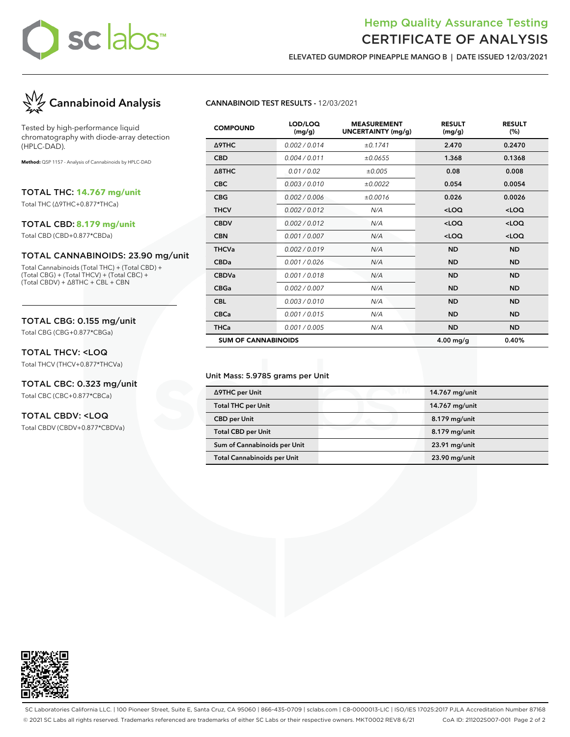# Hemp Quality Assurance Testing
# CERTIFICATE OF ANALYSIS

**ELEVATED GUMDROP PINEAPPLE MANGO B | DATE ISSUED 12/03/2021**

## Cannabinoid Analysis

Tested by high-performance liquid chromatography with diode-array detection (HPLC-DAD).

**Method:** QSP 1157 - Analysis of Cannabinoids by HPLC-DAD

**TOTAL THC: 14.767 mg/unit**

Total THC (Δ9THC+0.877*THCa)

**TOTAL CBD: 8.179 mg/unit**

Total CBD (CBD+0.877*CBDa)

**TOTAL CANNABINOIDS: 23.90 mg/unit**

Total Cannabinoids (Total THC) + (Total CBD) + (Total CBG) + (Total THCV) + (Total CBC) + (Total CBDV) + Δ8THC + CBL + CBN

**TOTAL CBG: 0.155 mg/unit**

Total CBG (CBG+0.877*CBGa)

**TOTAL THCV: <LOQ**

Total THCV (THCV+0.877*THCVa)

**TOTAL CBC: 0.323 mg/unit**

Total CBC (CBC+0.877*CBCa)

**TOTAL CBDV: <LOQ**

Total CBDV (CBDV+0.877*CBDVa)

### CANNABINOID TEST RESULTS - 12/03/2021

| COMPOUND | LOD/LOQ (mg/g) | MEASUREMENT UNCERTAINTY (mg/g) | RESULT (mg/g) | RESULT (%) |
|---|---|---|---|---|
| Δ9THC | 0.002 / 0.014 | ±0.1741 | 2.470 | 0.2470 |
| CBD | 0.004 / 0.011 | ±0.0655 | 1.368 | 0.1368 |
| Δ8THC | 0.01 / 0.02 | ±0.005 | 0.08 | 0.008 |
| CBC | 0.003 / 0.010 | ±0.0022 | 0.054 | 0.0054 |
| CBG | 0.002 / 0.006 | ±0.0016 | 0.026 | 0.0026 |
| THCV | 0.002 / 0.012 | N/A | <LOQ | <LOQ |
| CBDV | 0.002 / 0.012 | N/A | <LOQ | <LOQ |
| CBN | 0.001 / 0.007 | N/A | <LOQ | <LOQ |
| THCVa | 0.002 / 0.019 | N/A | ND | ND |
| CBDa | 0.001 / 0.026 | N/A | ND | ND |
| CBDVa | 0.001 / 0.018 | N/A | ND | ND |
| CBGa | 0.002 / 0.007 | N/A | ND | ND |
| CBL | 0.003 / 0.010 | N/A | ND | ND |
| CBCa | 0.001 / 0.015 | N/A | ND | ND |
| THCa | 0.001 / 0.005 | N/A | ND | ND |
| **SUM OF CANNABINOIDS** | | | **4.00 mg/g** | **0.40%** |

Unit Mass: 5.9785 grams per Unit

| | |
|---|---|
| Δ9THC per Unit | 14.767 mg/unit |
| Total THC per Unit | 14.767 mg/unit |
| CBD per Unit | 8.179 mg/unit |
| Total CBD per Unit | 8.179 mg/unit |
| Sum of Cannabinoids per Unit | 23.91 mg/unit |
| Total Cannabinoids per Unit | 23.90 mg/unit |

SC Laboratories California LLC. | 100 Pioneer Street, Suite E, Santa Cruz, CA 95060 | 866-435-0709 | sclabs.com | C8-0000013-LIC | ISO/IES 17025:2017 PJLA Accreditation Number 87168
© 2021 SC Labs all rights reserved. Trademarks referenced are trademarks of either SC Labs or their respective owners. MKT0002 REV8 6/21 CoA ID: 211202S007-001